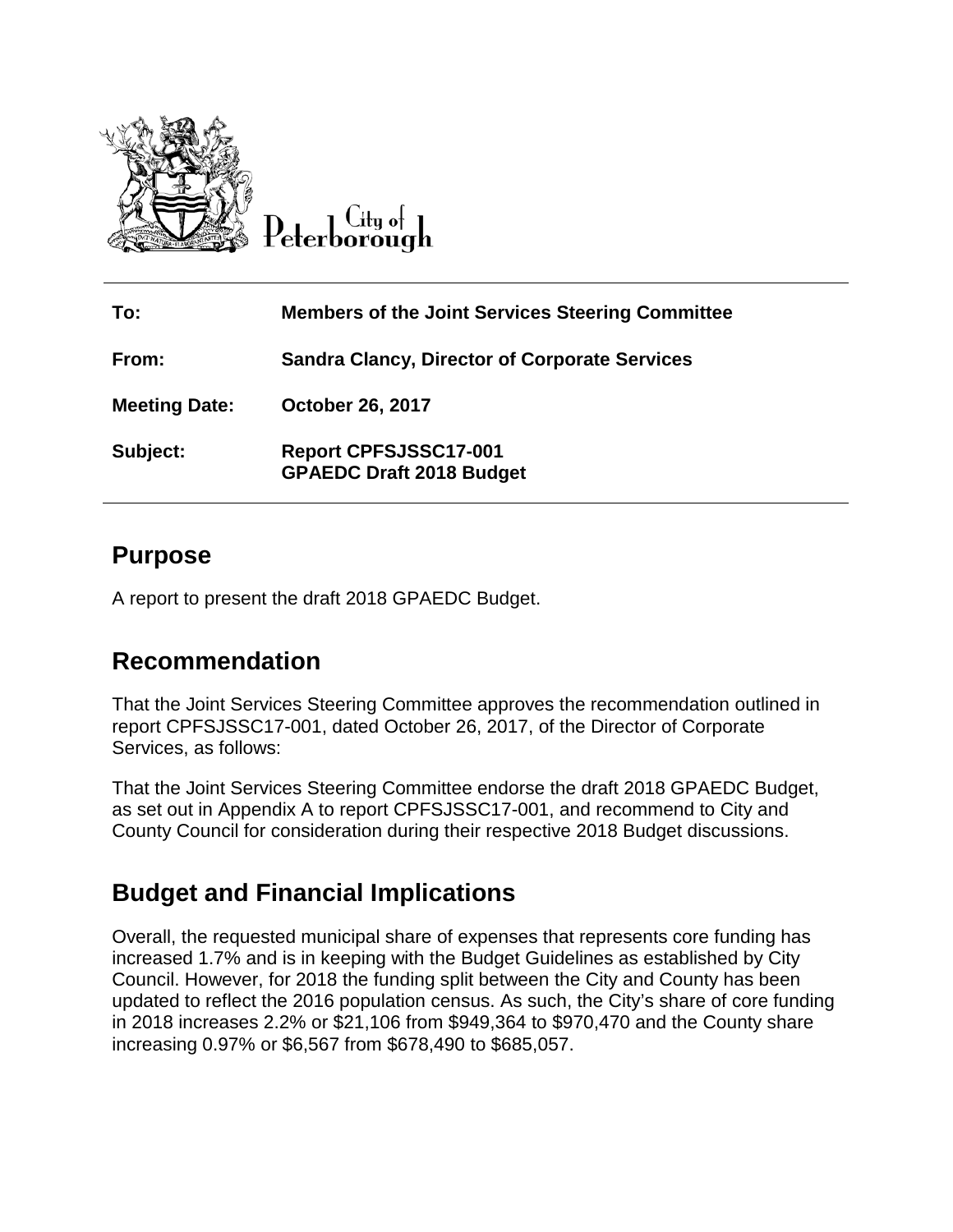City of Peterborough

| | |
|---|---|
| **To:** | **Members of the Joint Services Steering Committee** |
| **From:** | **Sandra Clancy, Director of Corporate Services** |
| **Meeting Date:** | **October 26, 2017** |
| **Subject:** | **Report CPFSJSSC17-001**<br>**GPAEDC Draft 2018 Budget** |

## Purpose

A report to present the draft 2018 GPAEDC Budget.

## Recommendation

That the Joint Services Steering Committee approves the recommendation outlined in report CPFSJSSC17-001, dated October 26, 2017, of the Director of Corporate Services, as follows:

That the Joint Services Steering Committee endorse the draft 2018 GPAEDC Budget, as set out in Appendix A to report CPFSJSSC17-001, and recommend to City and County Council for consideration during their respective 2018 Budget discussions.

## Budget and Financial Implications

Overall, the requested municipal share of expenses that represents core funding has increased 1.7% and is in keeping with the Budget Guidelines as established by City Council. However, for 2018 the funding split between the City and County has been updated to reflect the 2016 population census. As such, the City's share of core funding in 2018 increases 2.2% or $21,106 from $949,364 to $970,470 and the County share increasing 0.97% or $6,567 from $678,490 to $685,057.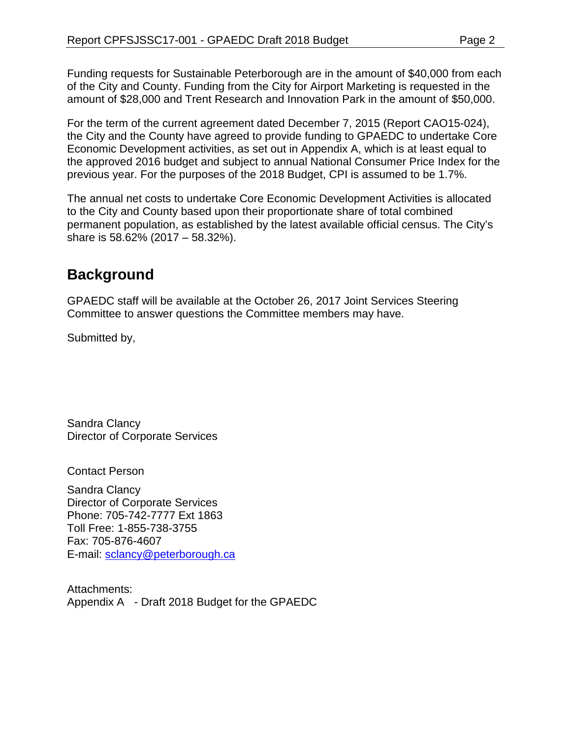Funding requests for Sustainable Peterborough are in the amount of $40,000 from each of the City and County. Funding from the City for Airport Marketing is requested in the amount of $28,000 and Trent Research and Innovation Park in the amount of $50,000.

For the term of the current agreement dated December 7, 2015 (Report CAO15-024), the City and the County have agreed to provide funding to GPAEDC to undertake Core Economic Development activities, as set out in Appendix A, which is at least equal to the approved 2016 budget and subject to annual National Consumer Price Index for the previous year. For the purposes of the 2018 Budget, CPI is assumed to be 1.7%.

The annual net costs to undertake Core Economic Development Activities is allocated to the City and County based upon their proportionate share of total combined permanent population, as established by the latest available official census. The City's share is 58.62% (2017 – 58.32%).

## Background

GPAEDC staff will be available at the October 26, 2017 Joint Services Steering Committee to answer questions the Committee members may have.

Submitted by,

Sandra Clancy
Director of Corporate Services

Contact Person

Sandra Clancy
Director of Corporate Services
Phone: 705-742-7777 Ext 1863
Toll Free: 1-855-738-3755
Fax: 705-876-4607
E-mail: sclancy@peterborough.ca

Attachments:
Appendix A - Draft 2018 Budget for the GPAEDC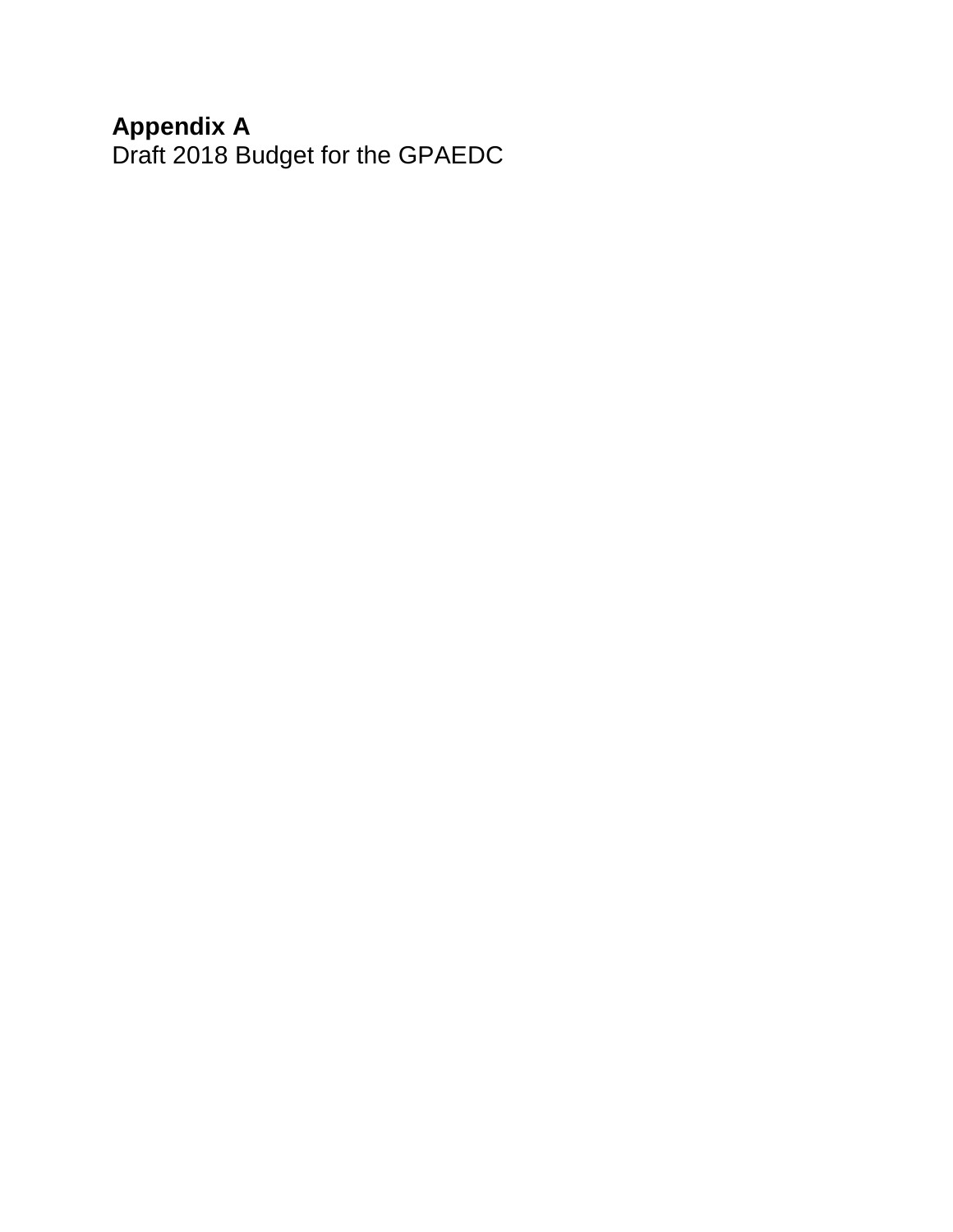**Appendix A**

Draft 2018 Budget for the GPAEDC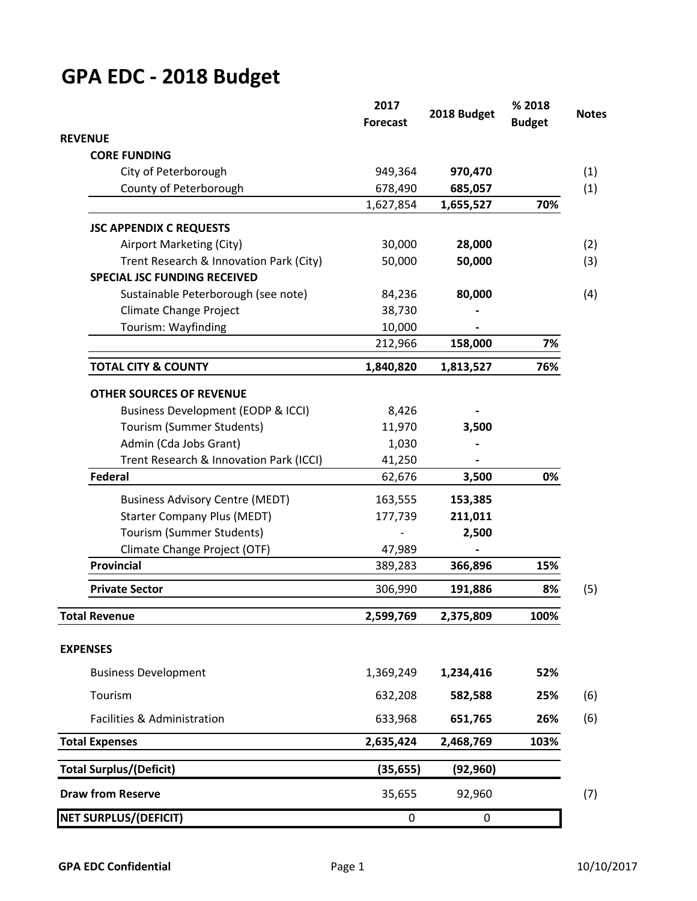# GPA EDC - 2018 Budget

| | 2017 Forecast | 2018 Budget | % 2018 Budget | Notes |
|---|---|---|---|---|
| **REVENUE** | | | | |
| **CORE FUNDING** | | | | |
| City of Peterborough | 949,364 | **970,470** | | (1) |
| County of Peterborough | 678,490 | **685,057** | | (1) |
| | 1,627,854 | **1,655,527** | **70%** | |
| **JSC APPENDIX C REQUESTS** | | | | |
| Airport Marketing (City) | 30,000 | **28,000** | | (2) |
| Trent Research & Innovation Park (City) | 50,000 | **50,000** | | (3) |
| **SPECIAL JSC FUNDING RECEIVED** | | | | |
| Sustainable Peterborough (see note) | 84,236 | **80,000** | | (4) |
| Climate Change Project | 38,730 | **-** | | |
| Tourism: Wayfinding | 10,000 | **-** | | |
| | 212,966 | **158,000** | **7%** | |
| **TOTAL CITY & COUNTY** | **1,840,820** | **1,813,527** | **76%** | |
| **OTHER SOURCES OF REVENUE** | | | | |
| Business Development (EODP & ICCI) | 8,426 | **-** | | |
| Tourism (Summer Students) | 11,970 | **3,500** | | |
| Admin (Cda Jobs Grant) | 1,030 | **-** | | |
| Trent Research & Innovation Park (ICCI) | 41,250 | **-** | | |
| **Federal** | 62,676 | **3,500** | **0%** | |
| Business Advisory Centre (MEDT) | 163,555 | **153,385** | | |
| Starter Company Plus (MEDT) | 177,739 | **211,011** | | |
| Tourism (Summer Students) | - | **2,500** | | |
| Climate Change Project (OTF) | 47,989 | **-** | | |
| **Provincial** | 389,283 | **366,896** | **15%** | |
| **Private Sector** | 306,990 | **191,886** | **8%** | (5) |
| **Total Revenue** | **2,599,769** | **2,375,809** | **100%** | |
| **EXPENSES** | | | | |
| Business Development | 1,369,249 | **1,234,416** | **52%** | |
| Tourism | 632,208 | **582,588** | **25%** | (6) |
| Facilities & Administration | 633,968 | **651,765** | **26%** | (6) |
| **Total Expenses** | **2,635,424** | **2,468,769** | **103%** | |
| **Total Surplus/(Deficit)** | **(35,655)** | **(92,960)** | | |
| **Draw from Reserve** | 35,655 | 92,960 | | (7) |
| **NET SURPLUS/(DEFICIT)** | 0 | 0 | | |

**GPA EDC Confidential** 10/10/2017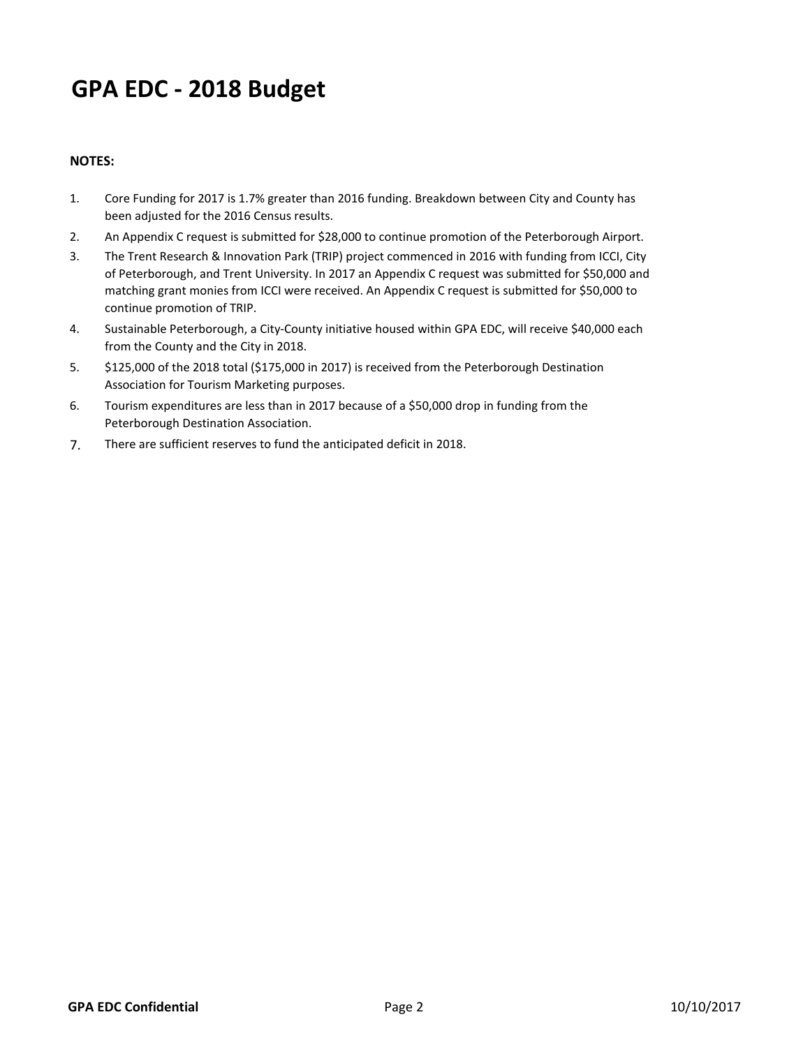# GPA EDC - 2018 Budget

**NOTES:**

1. Core Funding for 2017 is 1.7% greater than 2016 funding. Breakdown between City and County has been adjusted for the 2016 Census results.
2. An Appendix C request is submitted for $28,000 to continue promotion of the Peterborough Airport.
3. The Trent Research & Innovation Park (TRIP) project commenced in 2016 with funding from ICCI, City of Peterborough, and Trent University. In 2017 an Appendix C request was submitted for $50,000 and matching grant monies from ICCI were received. An Appendix C request is submitted for $50,000 to continue promotion of TRIP.
4. Sustainable Peterborough, a City-County initiative housed within GPA EDC, will receive $40,000 each from the County and the City in 2018.
5. $125,000 of the 2018 total ($175,000 in 2017) is received from the Peterborough Destination Association for Tourism Marketing purposes.
6. Tourism expenditures are less than in 2017 because of a $50,000 drop in funding from the Peterborough Destination Association.
7. There are sufficient reserves to fund the anticipated deficit in 2018.